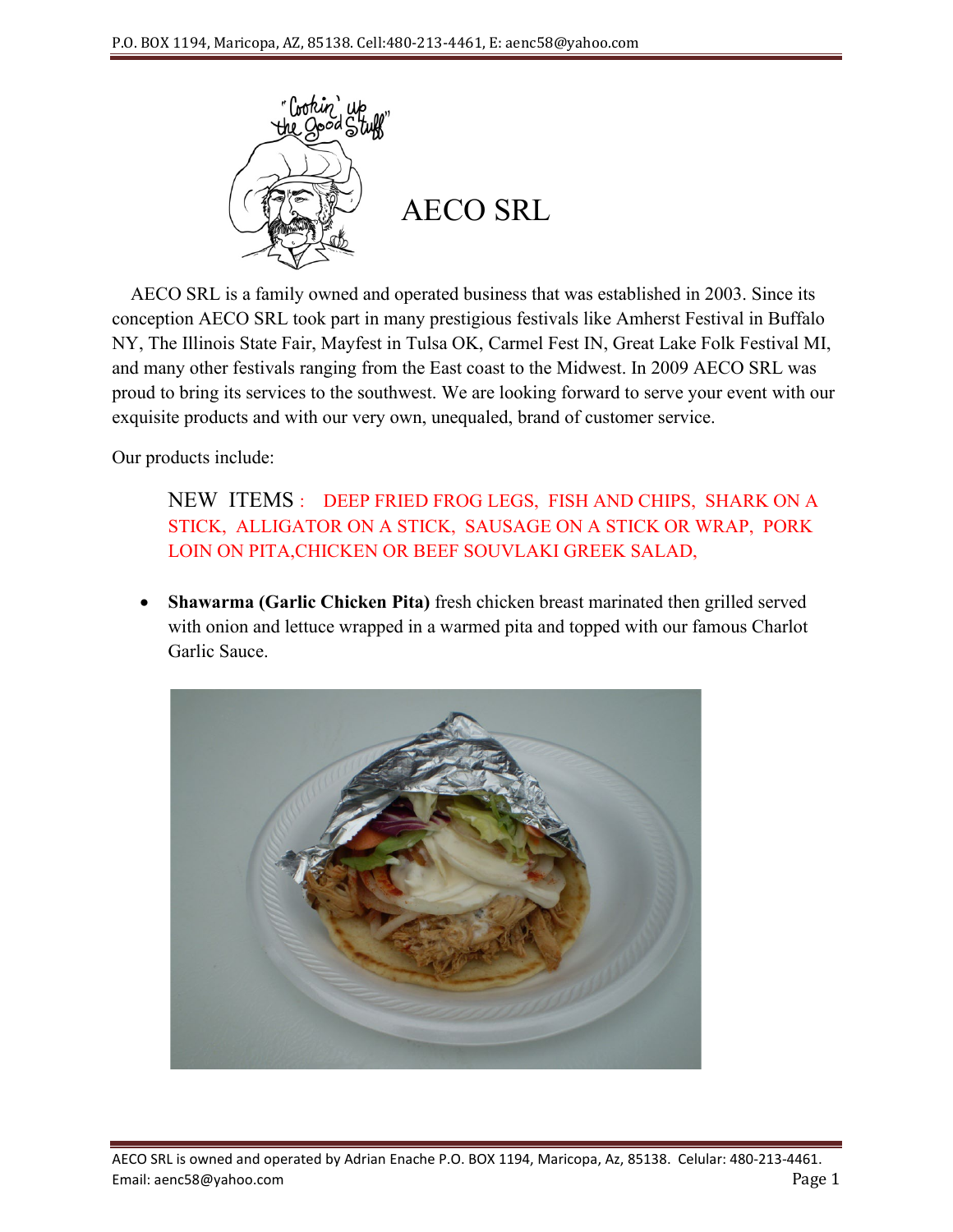# AECO SRL

AECO SRL is a family owned and operated business that was established in 2003. Since its conception AECO SRL took part in many prestigious festivals like Amherst Festival in Buffalo NY, The Illinois State Fair, Mayfest in Tulsa OK, Carmel Fest IN, Great Lake Folk Festival MI, and many other festivals ranging from the East coast to the Midwest. In 2009 AECO SRL was proud to bring its services to the southwest. We are looking forward to serve your event with our exquisite products and with our very own, unequaled, brand of customer service.

Our products include:

NEW ITEMS : DEEP FRIED FROG LEGS, FISH AND CHIPS, SHARK ON A STICK, ALLIGATOR ON A STICK, SAUSAGE ON A STICK OR WRAP, PORK LOIN ON PITA,CHICKEN OR BEEF SOUVLAKI GREEK SALAD,

- **Shawarma (Garlic Chicken Pita)** fresh chicken breast marinated then grilled served with onion and lettuce wrapped in a warmed pita and topped with our famous Charlot Garlic Sauce.

AECO SRL is owned and operated by Adrian Enache P.O. BOX 1194, Maricopa, Az, 85138. Celular: 480-213-4461. Email: aenc58@yahoo.com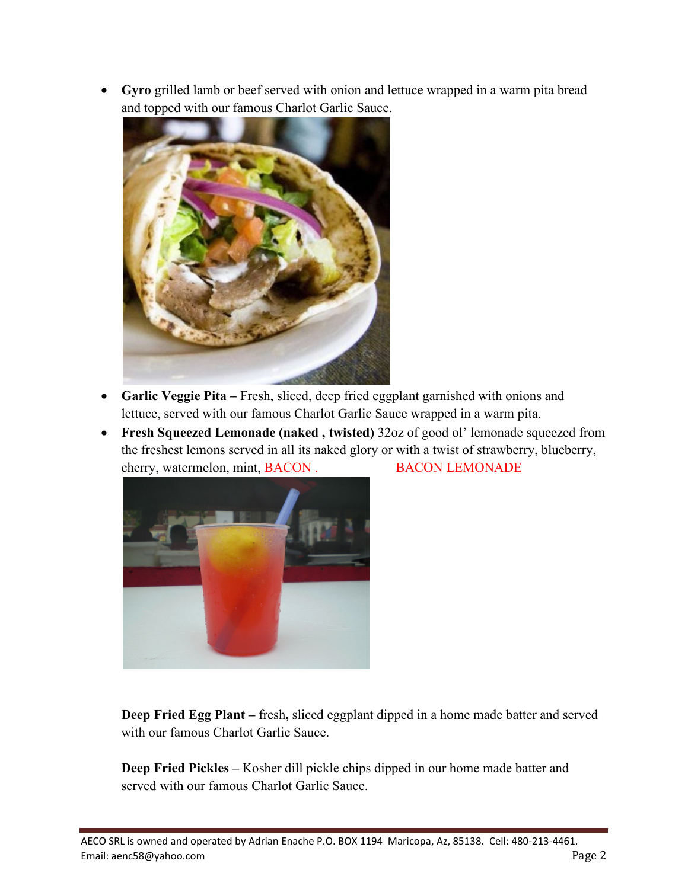- **Gyro** grilled lamb or beef served with onion and lettuce wrapped in a warm pita bread and topped with our famous Charlot Garlic Sauce.
- **Garlic Veggie Pita –** Fresh, sliced, deep fried eggplant garnished with onions and lettuce, served with our famous Charlot Garlic Sauce wrapped in a warm pita.
- **Fresh Squeezed Lemonade (naked , twisted)** 32oz of good ol' lemonade squeezed from the freshest lemons served in all its naked glory or with a twist of strawberry, blueberry, cherry, watermelon, mint, BACON . BACON LEMONADE

**Deep Fried Egg Plant –** fresh**,** sliced eggplant dipped in a home made batter and served with our famous Charlot Garlic Sauce.

**Deep Fried Pickles –** Kosher dill pickle chips dipped in our home made batter and served with our famous Charlot Garlic Sauce.

AECO SRL is owned and operated by Adrian Enache P.O. BOX 1194 Maricopa, Az, 85138. Cell: 480-213-4461. Email: aenc58@yahoo.com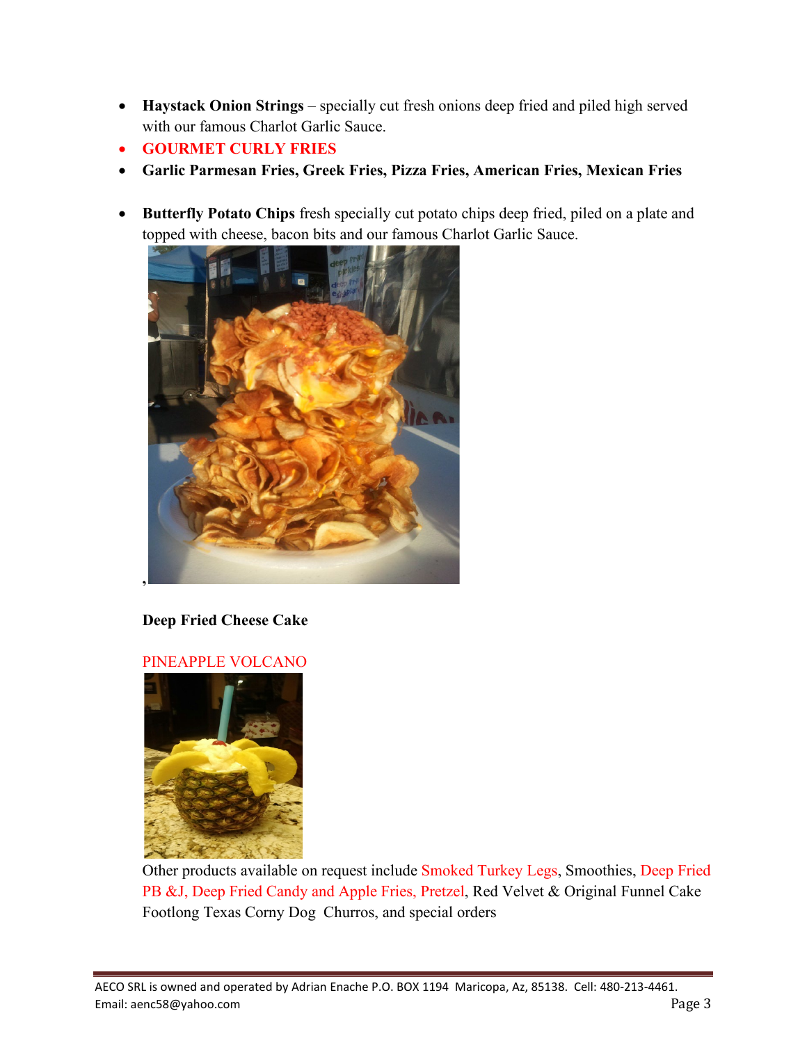- **Haystack Onion Strings** – specially cut fresh onions deep fried and piled high served with our famous Charlot Garlic Sauce.
- **GOURMET CURLY FRIES**
- **Garlic Parmesan Fries, Greek Fries, Pizza Fries, American Fries, Mexican Fries**

- **Butterfly Potato Chips** fresh specially cut potato chips deep fried, piled on a plate and topped with cheese, bacon bits and our famous Charlot Garlic Sauce.

,

**Deep Fried Cheese Cake**

PINEAPPLE VOLCANO

Other products available on request include Smoked Turkey Legs, Smoothies, Deep Fried PB &J, Deep Fried Candy and Apple Fries, Pretzel, Red Velvet & Original Funnel Cake Footlong Texas Corny Dog Churros, and special orders

AECO SRL is owned and operated by Adrian Enache P.O. BOX 1194 Maricopa, Az, 85138. Cell: 480-213-4461. Email: aenc58@yahoo.com